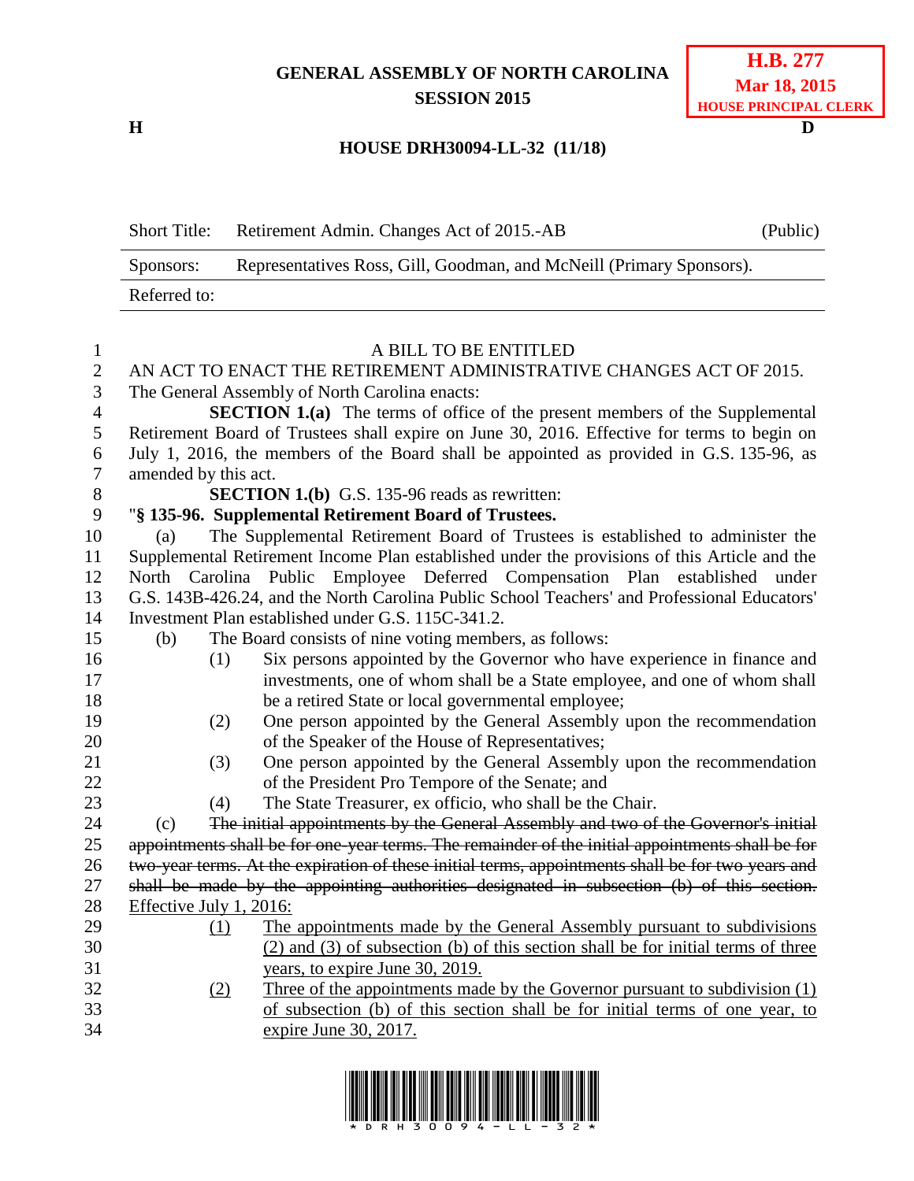**GENERAL ASSEMBLY OF NORTH CAROLINA**
**SESSION 2015**

**H.B. 277**
**Mar 18, 2015**
**HOUSE PRINCIPAL CLERK**

**H** **D**

**HOUSE DRH30094-LL-32 (11/18)**

| Short Title: | Retirement Admin. Changes Act of 2015.-AB | (Public) |
|---|---|---|
| Sponsors: | Representatives Ross, Gill, Goodman, and McNeill (Primary Sponsors). | |
| Referred to: | | |

A BILL TO BE ENTITLED

AN ACT TO ENACT THE RETIREMENT ADMINISTRATIVE CHANGES ACT OF 2015.

The General Assembly of North Carolina enacts:

**SECTION 1.(a)** The terms of office of the present members of the Supplemental Retirement Board of Trustees shall expire on June 30, 2016. Effective for terms to begin on July 1, 2016, the members of the Board shall be appointed as provided in G.S. 135-96, as amended by this act.

**SECTION 1.(b)** G.S. 135-96 reads as rewritten:

"**§ 135-96. Supplemental Retirement Board of Trustees.**

(a) The Supplemental Retirement Board of Trustees is established to administer the Supplemental Retirement Income Plan established under the provisions of this Article and the North Carolina Public Employee Deferred Compensation Plan established under G.S. 143B-426.24, and the North Carolina Public School Teachers' and Professional Educators' Investment Plan established under G.S. 115C-341.2.

(b) The Board consists of nine voting members, as follows:

(1) Six persons appointed by the Governor who have experience in finance and investments, one of whom shall be a State employee, and one of whom shall be a retired State or local governmental employee;

(2) One person appointed by the General Assembly upon the recommendation of the Speaker of the House of Representatives;

(3) One person appointed by the General Assembly upon the recommendation of the President Pro Tempore of the Senate; and

(4) The State Treasurer, ex officio, who shall be the Chair.

(c) ~~The initial appointments by the General Assembly and two of the Governor's initial appointments shall be for one-year terms. The remainder of the initial appointments shall be for two-year terms. At the expiration of these initial terms, appointments shall be for two years and shall be made by the appointing authorities designated in subsection (b) of this section.~~ <u>Effective July 1, 2016:</u>

<u>(1)</u> <u>The appointments made by the General Assembly pursuant to subdivisions (2) and (3) of subsection (b) of this section shall be for initial terms of three years, to expire June 30, 2019.</u>

<u>(2)</u> <u>Three of the appointments made by the Governor pursuant to subdivision (1) of subsection (b) of this section shall be for initial terms of one year, to expire June 30, 2017.</u>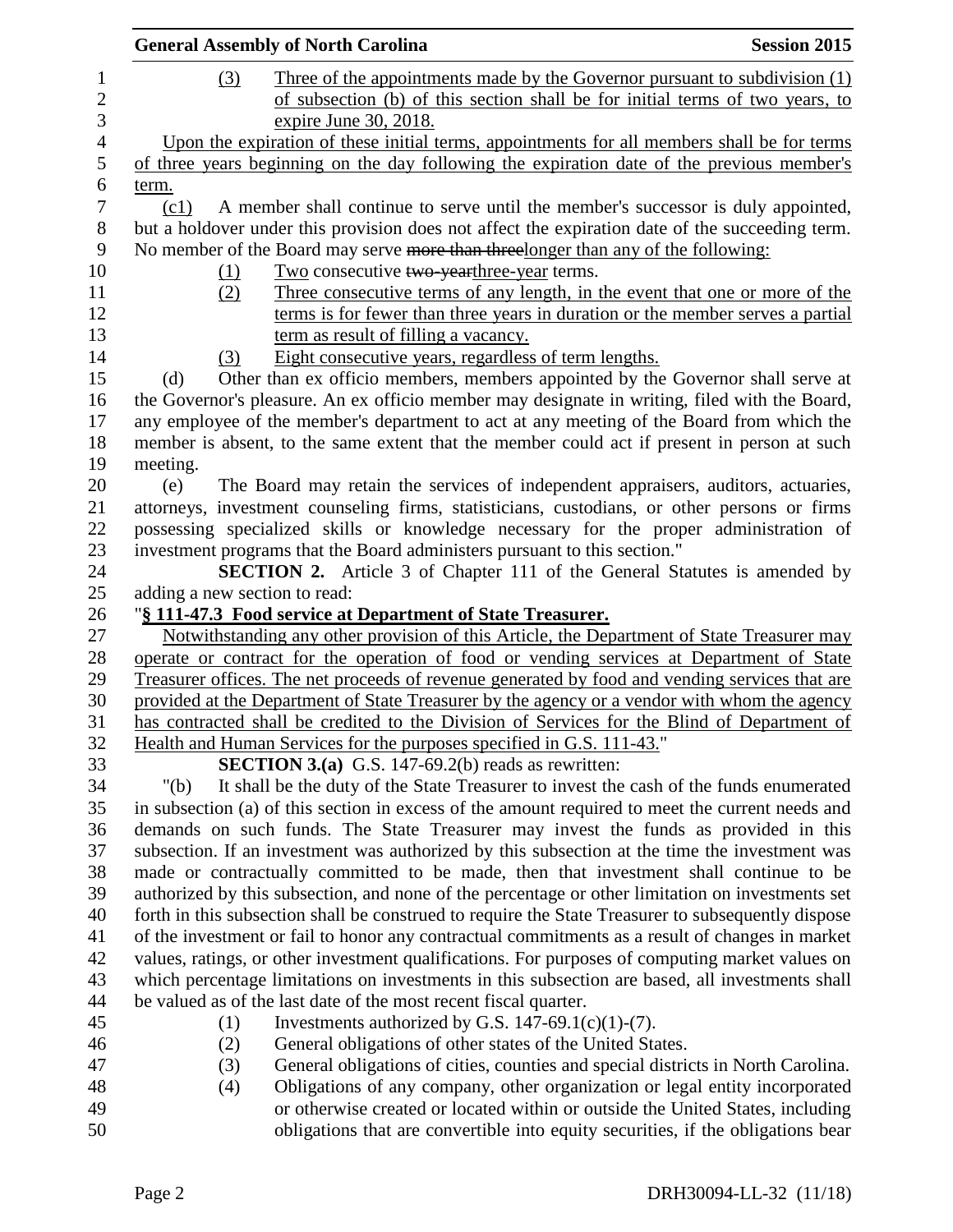(3) Three of the appointments made by the Governor pursuant to subdivision (1) of subsection (b) of this section shall be for initial terms of two years, to expire June 30, 2018.

Upon the expiration of these initial terms, appointments for all members shall be for terms of three years beginning on the day following the expiration date of the previous member's term.

(c1) A member shall continue to serve until the member's successor is duly appointed, but a holdover under this provision does not affect the expiration date of the succeeding term. No member of the Board may serve ~~more than three~~longer than any of the following:

(1) Two consecutive ~~two-year~~three-year terms.

(2) Three consecutive terms of any length, in the event that one or more of the terms is for fewer than three years in duration or the member serves a partial term as result of filling a vacancy.

(3) Eight consecutive years, regardless of term lengths.

(d) Other than ex officio members, members appointed by the Governor shall serve at the Governor's pleasure. An ex officio member may designate in writing, filed with the Board, any employee of the member's department to act at any meeting of the Board from which the member is absent, to the same extent that the member could act if present in person at such meeting.

(e) The Board may retain the services of independent appraisers, auditors, actuaries, attorneys, investment counseling firms, statisticians, custodians, or other persons or firms possessing specialized skills or knowledge necessary for the proper administration of investment programs that the Board administers pursuant to this section."

**SECTION 2.** Article 3 of Chapter 111 of the General Statutes is amended by adding a new section to read:

"**§ 111-47.3 Food service at Department of State Treasurer.**

Notwithstanding any other provision of this Article, the Department of State Treasurer may operate or contract for the operation of food or vending services at Department of State Treasurer offices. The net proceeds of revenue generated by food and vending services that are provided at the Department of State Treasurer by the agency or a vendor with whom the agency has contracted shall be credited to the Division of Services for the Blind of Department of Health and Human Services for the purposes specified in G.S. 111-43."

**SECTION 3.(a)** G.S. 147-69.2(b) reads as rewritten:

"(b) It shall be the duty of the State Treasurer to invest the cash of the funds enumerated in subsection (a) of this section in excess of the amount required to meet the current needs and demands on such funds. The State Treasurer may invest the funds as provided in this subsection. If an investment was authorized by this subsection at the time the investment was made or contractually committed to be made, then that investment shall continue to be authorized by this subsection, and none of the percentage or other limitation on investments set forth in this subsection shall be construed to require the State Treasurer to subsequently dispose of the investment or fail to honor any contractual commitments as a result of changes in market values, ratings, or other investment qualifications. For purposes of computing market values on which percentage limitations on investments in this subsection are based, all investments shall be valued as of the last date of the most recent fiscal quarter.

(1) Investments authorized by G.S. 147-69.1(c)(1)-(7).

(2) General obligations of other states of the United States.

(3) General obligations of cities, counties and special districts in North Carolina.

(4) Obligations of any company, other organization or legal entity incorporated or otherwise created or located within or outside the United States, including obligations that are convertible into equity securities, if the obligations bear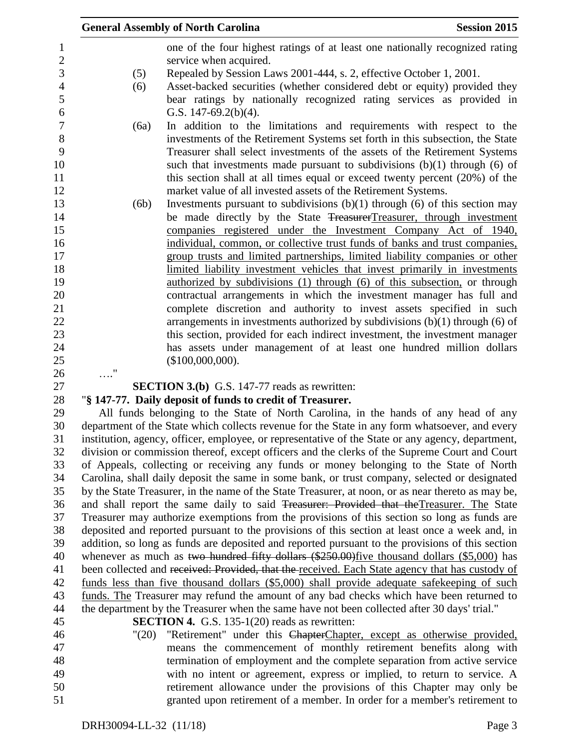one of the four highest ratings of at least one nationally recognized rating service when acquired.

(5) Repealed by Session Laws 2001-444, s. 2, effective October 1, 2001.

(6) Asset-backed securities (whether considered debt or equity) provided they bear ratings by nationally recognized rating services as provided in G.S. 147-69.2(b)(4).

(6a) In addition to the limitations and requirements with respect to the investments of the Retirement Systems set forth in this subsection, the State Treasurer shall select investments of the assets of the Retirement Systems such that investments made pursuant to subdivisions (b)(1) through (6) of this section shall at all times equal or exceed twenty percent (20%) of the market value of all invested assets of the Retirement Systems.

(6b) Investments pursuant to subdivisions (b)(1) through (6) of this section may be made directly by the State ~~Treasurer~~Treasurer, through investment companies registered under the Investment Company Act of 1940, individual, common, or collective trust funds of banks and trust companies, group trusts and limited partnerships, limited liability companies or other limited liability investment vehicles that invest primarily in investments authorized by subdivisions (1) through (6) of this subsection, or through contractual arrangements in which the investment manager has full and complete discretion and authority to invest assets specified in such arrangements in investments authorized by subdivisions (b)(1) through (6) of this section, provided for each indirect investment, the investment manager has assets under management of at least one hundred million dollars ($100,000,000).

…."

**SECTION 3.(b)** G.S. 147-77 reads as rewritten:

"**§ 147-77. Daily deposit of funds to credit of Treasurer.**

All funds belonging to the State of North Carolina, in the hands of any head of any department of the State which collects revenue for the State in any form whatsoever, and every institution, agency, officer, employee, or representative of the State or any agency, department, division or commission thereof, except officers and the clerks of the Supreme Court and Court of Appeals, collecting or receiving any funds or money belonging to the State of North Carolina, shall daily deposit the same in some bank, or trust company, selected or designated by the State Treasurer, in the name of the State Treasurer, at noon, or as near thereto as may be, and shall report the same daily to said ~~Treasurer: Provided that the~~Treasurer. The State Treasurer may authorize exemptions from the provisions of this section so long as funds are deposited and reported pursuant to the provisions of this section at least once a week and, in addition, so long as funds are deposited and reported pursuant to the provisions of this section whenever as much as ~~two hundred fifty dollars ($250.00)~~five thousand dollars ($5,000) has been collected and ~~received: Provided, that the~~ received. Each State agency that has custody of funds less than five thousand dollars ($5,000) shall provide adequate safekeeping of such funds. The Treasurer may refund the amount of any bad checks which have been returned to the department by the Treasurer when the same have not been collected after 30 days' trial."

**SECTION 4.** G.S. 135-1(20) reads as rewritten:

"(20) "Retirement" under this ~~Chapter~~Chapter, except as otherwise provided, means the commencement of monthly retirement benefits along with termination of employment and the complete separation from active service with no intent or agreement, express or implied, to return to service. A retirement allowance under the provisions of this Chapter may only be granted upon retirement of a member. In order for a member's retirement to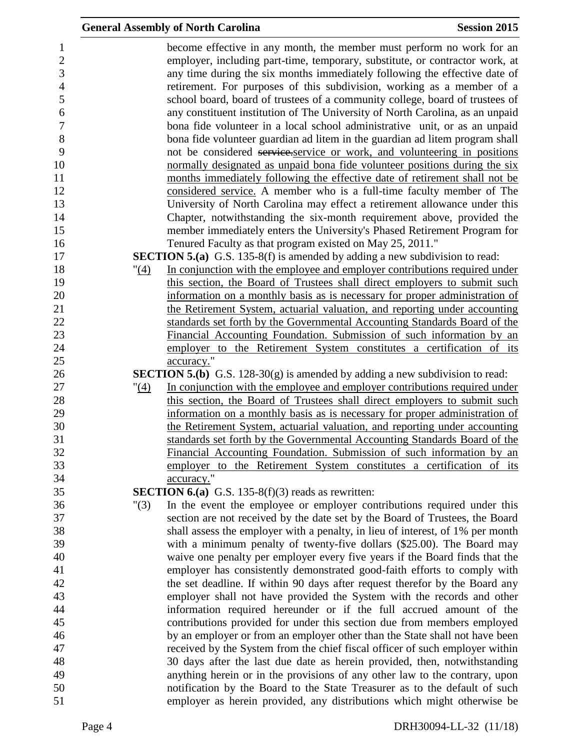become effective in any month, the member must perform no work for an employer, including part-time, temporary, substitute, or contractor work, at any time during the six months immediately following the effective date of retirement. For purposes of this subdivision, working as a member of a school board, board of trustees of a community college, board of trustees of any constituent institution of The University of North Carolina, as an unpaid bona fide volunteer in a local school administrative unit, or as an unpaid bona fide volunteer guardian ad litem in the guardian ad litem program shall not be considered ~~service.~~<u>service or work, and volunteering in positions normally designated as unpaid bona fide volunteer positions during the six months immediately following the effective date of retirement shall not be considered service.</u> A member who is a full-time faculty member of The University of North Carolina may effect a retirement allowance under this Chapter, notwithstanding the six-month requirement above, provided the member immediately enters the University's Phased Retirement Program for Tenured Faculty as that program existed on May 25, 2011."

**SECTION 5.(a)** G.S. 135-8(f) is amended by adding a new subdivision to read:

"<u>(4)</u> <u>In conjunction with the employee and employer contributions required under this section, the Board of Trustees shall direct employers to submit such information on a monthly basis as is necessary for proper administration of the Retirement System, actuarial valuation, and reporting under accounting standards set forth by the Governmental Accounting Standards Board of the Financial Accounting Foundation. Submission of such information by an employer to the Retirement System constitutes a certification of its accuracy.</u>"

**SECTION 5.(b)** G.S. 128-30(g) is amended by adding a new subdivision to read:

"<u>(4)</u> <u>In conjunction with the employee and employer contributions required under this section, the Board of Trustees shall direct employers to submit such information on a monthly basis as is necessary for proper administration of the Retirement System, actuarial valuation, and reporting under accounting standards set forth by the Governmental Accounting Standards Board of the Financial Accounting Foundation. Submission of such information by an employer to the Retirement System constitutes a certification of its accuracy.</u>"

**SECTION 6.(a)** G.S. 135-8(f)(3) reads as rewritten:

"(3) In the event the employee or employer contributions required under this section are not received by the date set by the Board of Trustees, the Board shall assess the employer with a penalty, in lieu of interest, of 1% per month with a minimum penalty of twenty-five dollars ($25.00). The Board may waive one penalty per employer every five years if the Board finds that the employer has consistently demonstrated good-faith efforts to comply with the set deadline. If within 90 days after request therefor by the Board any employer shall not have provided the System with the records and other information required hereunder or if the full accrued amount of the contributions provided for under this section due from members employed by an employer or from an employer other than the State shall not have been received by the System from the chief fiscal officer of such employer within 30 days after the last due date as herein provided, then, notwithstanding anything herein or in the provisions of any other law to the contrary, upon notification by the Board to the State Treasurer as to the default of such employer as herein provided, any distributions which might otherwise be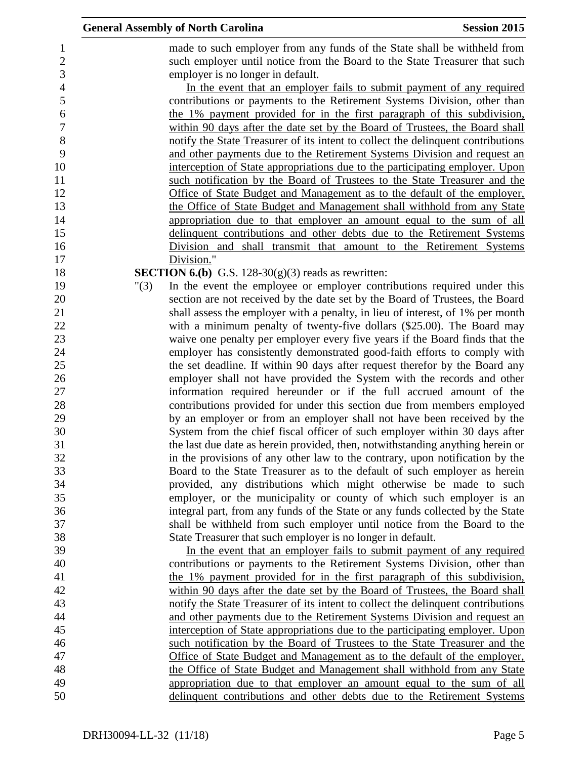made to such employer from any funds of the State shall be withheld from such employer until notice from the Board to the State Treasurer that such employer is no longer in default.

In the event that an employer fails to submit payment of any required contributions or payments to the Retirement Systems Division, other than the 1% payment provided for in the first paragraph of this subdivision, within 90 days after the date set by the Board of Trustees, the Board shall notify the State Treasurer of its intent to collect the delinquent contributions and other payments due to the Retirement Systems Division and request an interception of State appropriations due to the participating employer. Upon such notification by the Board of Trustees to the State Treasurer and the Office of State Budget and Management as to the default of the employer, the Office of State Budget and Management shall withhold from any State appropriation due to that employer an amount equal to the sum of all delinquent contributions and other debts due to the Retirement Systems Division and shall transmit that amount to the Retirement Systems Division."

**SECTION 6.(b)** G.S. 128-30(g)(3) reads as rewritten:

"(3) In the event the employee or employer contributions required under this section are not received by the date set by the Board of Trustees, the Board shall assess the employer with a penalty, in lieu of interest, of 1% per month with a minimum penalty of twenty-five dollars ($25.00). The Board may waive one penalty per employer every five years if the Board finds that the employer has consistently demonstrated good-faith efforts to comply with the set deadline. If within 90 days after request therefor by the Board any employer shall not have provided the System with the records and other information required hereunder or if the full accrued amount of the contributions provided for under this section due from members employed by an employer or from an employer shall not have been received by the System from the chief fiscal officer of such employer within 30 days after the last due date as herein provided, then, notwithstanding anything herein or in the provisions of any other law to the contrary, upon notification by the Board to the State Treasurer as to the default of such employer as herein provided, any distributions which might otherwise be made to such employer, or the municipality or county of which such employer is an integral part, from any funds of the State or any funds collected by the State shall be withheld from such employer until notice from the Board to the State Treasurer that such employer is no longer in default.

In the event that an employer fails to submit payment of any required contributions or payments to the Retirement Systems Division, other than the 1% payment provided for in the first paragraph of this subdivision, within 90 days after the date set by the Board of Trustees, the Board shall notify the State Treasurer of its intent to collect the delinquent contributions and other payments due to the Retirement Systems Division and request an interception of State appropriations due to the participating employer. Upon such notification by the Board of Trustees to the State Treasurer and the Office of State Budget and Management as to the default of the employer, the Office of State Budget and Management shall withhold from any State appropriation due to that employer an amount equal to the sum of all delinquent contributions and other debts due to the Retirement Systems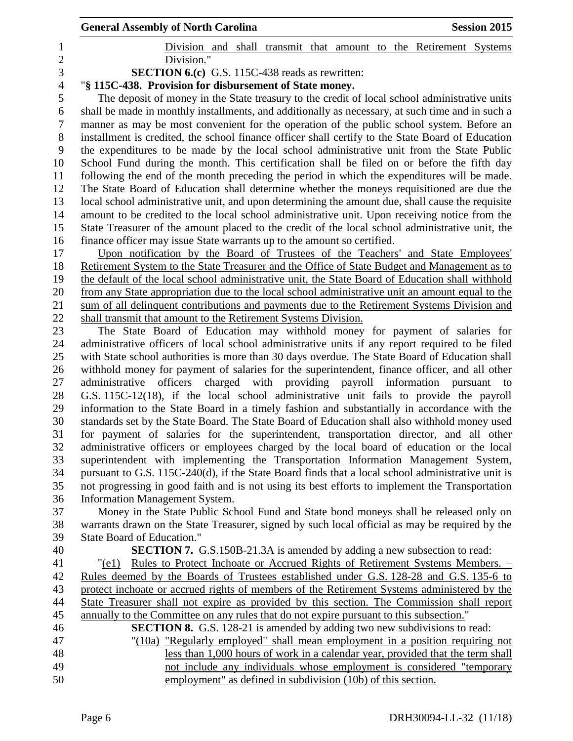Division and shall transmit that amount to the Retirement Systems Division."

**SECTION 6.(c)** G.S. 115C-438 reads as rewritten:

"**§ 115C-438. Provision for disbursement of State money.**

The deposit of money in the State treasury to the credit of local school administrative units shall be made in monthly installments, and additionally as necessary, at such time and in such a manner as may be most convenient for the operation of the public school system. Before an installment is credited, the school finance officer shall certify to the State Board of Education the expenditures to be made by the local school administrative unit from the State Public School Fund during the month. This certification shall be filed on or before the fifth day following the end of the month preceding the period in which the expenditures will be made. The State Board of Education shall determine whether the moneys requisitioned are due the local school administrative unit, and upon determining the amount due, shall cause the requisite amount to be credited to the local school administrative unit. Upon receiving notice from the State Treasurer of the amount placed to the credit of the local school administrative unit, the finance officer may issue State warrants up to the amount so certified.

Upon notification by the Board of Trustees of the Teachers' and State Employees' Retirement System to the State Treasurer and the Office of State Budget and Management as to the default of the local school administrative unit, the State Board of Education shall withhold from any State appropriation due to the local school administrative unit an amount equal to the sum of all delinquent contributions and payments due to the Retirement Systems Division and shall transmit that amount to the Retirement Systems Division.

The State Board of Education may withhold money for payment of salaries for administrative officers of local school administrative units if any report required to be filed with State school authorities is more than 30 days overdue. The State Board of Education shall withhold money for payment of salaries for the superintendent, finance officer, and all other administrative officers charged with providing payroll information pursuant to G.S. 115C-12(18), if the local school administrative unit fails to provide the payroll information to the State Board in a timely fashion and substantially in accordance with the standards set by the State Board. The State Board of Education shall also withhold money used for payment of salaries for the superintendent, transportation director, and all other administrative officers or employees charged by the local board of education or the local superintendent with implementing the Transportation Information Management System, pursuant to G.S. 115C-240(d), if the State Board finds that a local school administrative unit is not progressing in good faith and is not using its best efforts to implement the Transportation Information Management System.

Money in the State Public School Fund and State bond moneys shall be released only on warrants drawn on the State Treasurer, signed by such local official as may be required by the State Board of Education."

**SECTION 7.** G.S.150B-21.3A is amended by adding a new subsection to read:

"(e1) Rules to Protect Inchoate or Accrued Rights of Retirement Systems Members. – Rules deemed by the Boards of Trustees established under G.S. 128-28 and G.S. 135-6 to protect inchoate or accrued rights of members of the Retirement Systems administered by the State Treasurer shall not expire as provided by this section. The Commission shall report annually to the Committee on any rules that do not expire pursuant to this subsection."

**SECTION 8.** G.S. 128-21 is amended by adding two new subdivisions to read:

"(10a) "Regularly employed" shall mean employment in a position requiring not less than 1,000 hours of work in a calendar year, provided that the term shall not include any individuals whose employment is considered "temporary employment" as defined in subdivision (10b) of this section.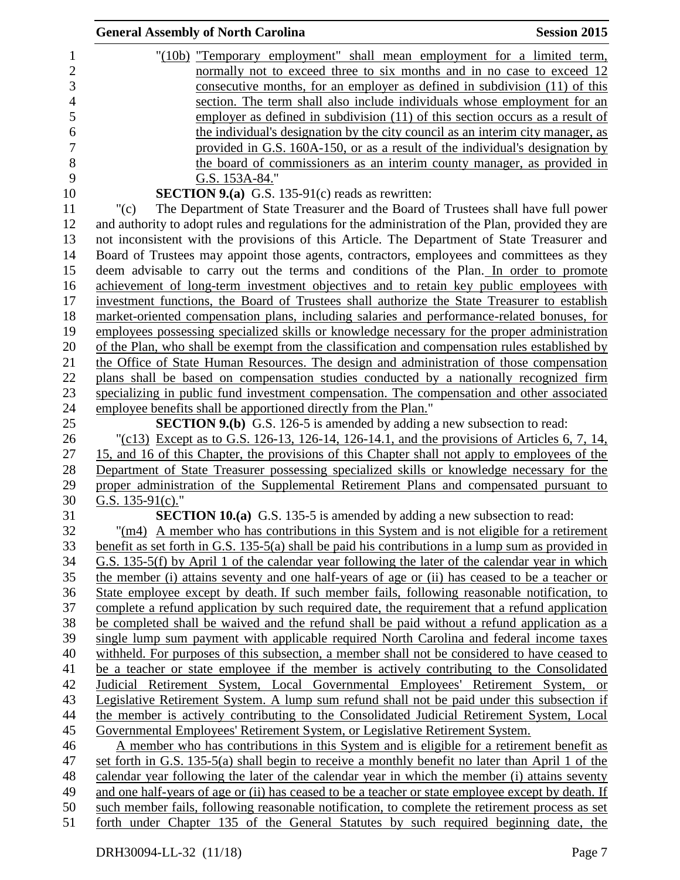"(10b) "Temporary employment" shall mean employment for a limited term, normally not to exceed three to six months and in no case to exceed 12 consecutive months, for an employer as defined in subdivision (11) of this section. The term shall also include individuals whose employment for an employer as defined in subdivision (11) of this section occurs as a result of the individual's designation by the city council as an interim city manager, as provided in G.S. 160A-150, or as a result of the individual's designation by the board of commissioners as an interim county manager, as provided in G.S. 153A-84."

**SECTION 9.(a)** G.S. 135-91(c) reads as rewritten:

"(c) The Department of State Treasurer and the Board of Trustees shall have full power and authority to adopt rules and regulations for the administration of the Plan, provided they are not inconsistent with the provisions of this Article. The Department of State Treasurer and Board of Trustees may appoint those agents, contractors, employees and committees as they deem advisable to carry out the terms and conditions of the Plan. In order to promote achievement of long-term investment objectives and to retain key public employees with investment functions, the Board of Trustees shall authorize the State Treasurer to establish market-oriented compensation plans, including salaries and performance-related bonuses, for employees possessing specialized skills or knowledge necessary for the proper administration of the Plan, who shall be exempt from the classification and compensation rules established by the Office of State Human Resources. The design and administration of those compensation plans shall be based on compensation studies conducted by a nationally recognized firm specializing in public fund investment compensation. The compensation and other associated employee benefits shall be apportioned directly from the Plan."

**SECTION 9.(b)** G.S. 126-5 is amended by adding a new subsection to read:

"(c13) Except as to G.S. 126-13, 126-14, 126-14.1, and the provisions of Articles 6, 7, 14, 15, and 16 of this Chapter, the provisions of this Chapter shall not apply to employees of the Department of State Treasurer possessing specialized skills or knowledge necessary for the proper administration of the Supplemental Retirement Plans and compensated pursuant to G.S. 135-91(c)."

**SECTION 10.(a)** G.S. 135-5 is amended by adding a new subsection to read:

"(m4) A member who has contributions in this System and is not eligible for a retirement benefit as set forth in G.S. 135-5(a) shall be paid his contributions in a lump sum as provided in G.S. 135-5(f) by April 1 of the calendar year following the later of the calendar year in which the member (i) attains seventy and one half-years of age or (ii) has ceased to be a teacher or State employee except by death. If such member fails, following reasonable notification, to complete a refund application by such required date, the requirement that a refund application be completed shall be waived and the refund shall be paid without a refund application as a single lump sum payment with applicable required North Carolina and federal income taxes withheld. For purposes of this subsection, a member shall not be considered to have ceased to be a teacher or state employee if the member is actively contributing to the Consolidated Judicial Retirement System, Local Governmental Employees' Retirement System, or Legislative Retirement System. A lump sum refund shall not be paid under this subsection if the member is actively contributing to the Consolidated Judicial Retirement System, Local Governmental Employees' Retirement System, or Legislative Retirement System.

A member who has contributions in this System and is eligible for a retirement benefit as set forth in G.S. 135-5(a) shall begin to receive a monthly benefit no later than April 1 of the calendar year following the later of the calendar year in which the member (i) attains seventy and one half-years of age or (ii) has ceased to be a teacher or state employee except by death. If such member fails, following reasonable notification, to complete the retirement process as set forth under Chapter 135 of the General Statutes by such required beginning date, the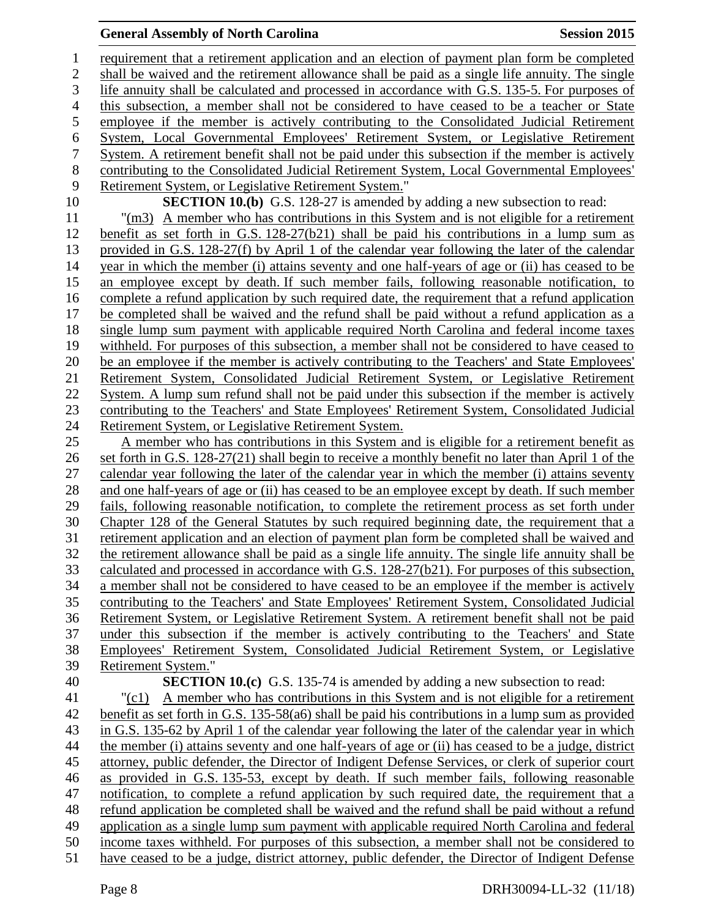requirement that a retirement application and an election of payment plan form be completed shall be waived and the retirement allowance shall be paid as a single life annuity. The single life annuity shall be calculated and processed in accordance with G.S. 135-5. For purposes of this subsection, a member shall not be considered to have ceased to be a teacher or State employee if the member is actively contributing to the Consolidated Judicial Retirement System, Local Governmental Employees' Retirement System, or Legislative Retirement System. A retirement benefit shall not be paid under this subsection if the member is actively contributing to the Consolidated Judicial Retirement System, Local Governmental Employees' Retirement System, or Legislative Retirement System."

**SECTION 10.(b)** G.S. 128-27 is amended by adding a new subsection to read:

"(m3) A member who has contributions in this System and is not eligible for a retirement benefit as set forth in G.S. 128-27(b21) shall be paid his contributions in a lump sum as provided in G.S. 128-27(f) by April 1 of the calendar year following the later of the calendar year in which the member (i) attains seventy and one half-years of age or (ii) has ceased to be an employee except by death. If such member fails, following reasonable notification, to complete a refund application by such required date, the requirement that a refund application be completed shall be waived and the refund shall be paid without a refund application as a single lump sum payment with applicable required North Carolina and federal income taxes withheld. For purposes of this subsection, a member shall not be considered to have ceased to be an employee if the member is actively contributing to the Teachers' and State Employees' Retirement System, Consolidated Judicial Retirement System, or Legislative Retirement System. A lump sum refund shall not be paid under this subsection if the member is actively contributing to the Teachers' and State Employees' Retirement System, Consolidated Judicial Retirement System, or Legislative Retirement System.

A member who has contributions in this System and is eligible for a retirement benefit as set forth in G.S. 128-27(21) shall begin to receive a monthly benefit no later than April 1 of the calendar year following the later of the calendar year in which the member (i) attains seventy and one half-years of age or (ii) has ceased to be an employee except by death. If such member fails, following reasonable notification, to complete the retirement process as set forth under Chapter 128 of the General Statutes by such required beginning date, the requirement that a retirement application and an election of payment plan form be completed shall be waived and the retirement allowance shall be paid as a single life annuity. The single life annuity shall be calculated and processed in accordance with G.S. 128-27(b21). For purposes of this subsection, a member shall not be considered to have ceased to be an employee if the member is actively contributing to the Teachers' and State Employees' Retirement System, Consolidated Judicial Retirement System, or Legislative Retirement System. A retirement benefit shall not be paid under this subsection if the member is actively contributing to the Teachers' and State Employees' Retirement System, Consolidated Judicial Retirement System, or Legislative Retirement System."

**SECTION 10.(c)** G.S. 135-74 is amended by adding a new subsection to read:

"(c1) A member who has contributions in this System and is not eligible for a retirement benefit as set forth in G.S. 135-58(a6) shall be paid his contributions in a lump sum as provided in G.S. 135-62 by April 1 of the calendar year following the later of the calendar year in which the member (i) attains seventy and one half-years of age or (ii) has ceased to be a judge, district attorney, public defender, the Director of Indigent Defense Services, or clerk of superior court as provided in G.S. 135-53, except by death. If such member fails, following reasonable notification, to complete a refund application by such required date, the requirement that a refund application be completed shall be waived and the refund shall be paid without a refund application as a single lump sum payment with applicable required North Carolina and federal income taxes withheld. For purposes of this subsection, a member shall not be considered to have ceased to be a judge, district attorney, public defender, the Director of Indigent Defense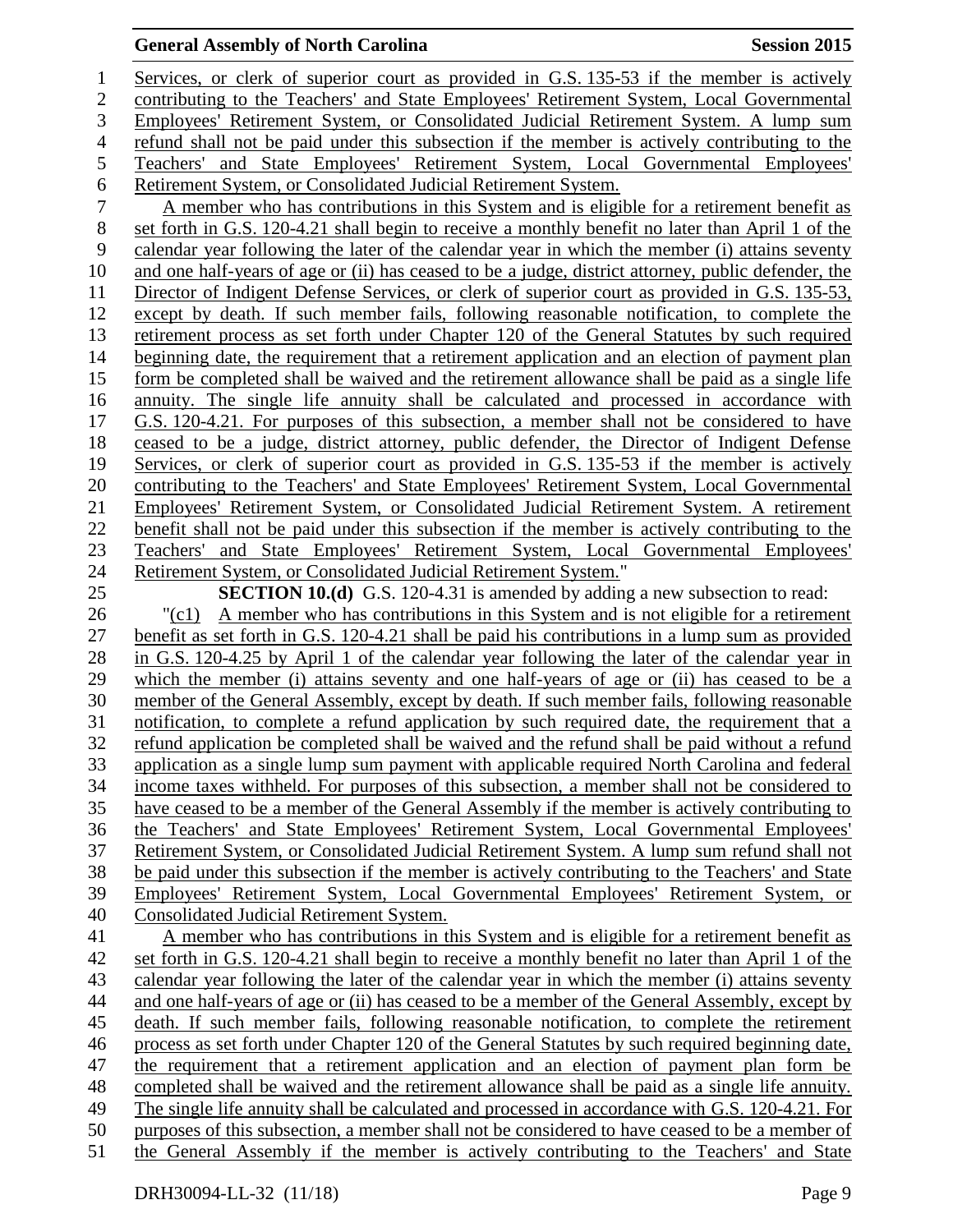Services, or clerk of superior court as provided in G.S. 135-53 if the member is actively contributing to the Teachers' and State Employees' Retirement System, Local Governmental Employees' Retirement System, or Consolidated Judicial Retirement System. A lump sum refund shall not be paid under this subsection if the member is actively contributing to the Teachers' and State Employees' Retirement System, Local Governmental Employees' Retirement System, or Consolidated Judicial Retirement System.

A member who has contributions in this System and is eligible for a retirement benefit as set forth in G.S. 120-4.21 shall begin to receive a monthly benefit no later than April 1 of the calendar year following the later of the calendar year in which the member (i) attains seventy and one half-years of age or (ii) has ceased to be a judge, district attorney, public defender, the Director of Indigent Defense Services, or clerk of superior court as provided in G.S. 135-53, except by death. If such member fails, following reasonable notification, to complete the retirement process as set forth under Chapter 120 of the General Statutes by such required beginning date, the requirement that a retirement application and an election of payment plan form be completed shall be waived and the retirement allowance shall be paid as a single life annuity. The single life annuity shall be calculated and processed in accordance with G.S. 120-4.21. For purposes of this subsection, a member shall not be considered to have ceased to be a judge, district attorney, public defender, the Director of Indigent Defense Services, or clerk of superior court as provided in G.S. 135-53 if the member is actively contributing to the Teachers' and State Employees' Retirement System, Local Governmental Employees' Retirement System, or Consolidated Judicial Retirement System. A retirement benefit shall not be paid under this subsection if the member is actively contributing to the Teachers' and State Employees' Retirement System, Local Governmental Employees' Retirement System, or Consolidated Judicial Retirement System."

**SECTION 10.(d)** G.S. 120-4.31 is amended by adding a new subsection to read:

"(c1) A member who has contributions in this System and is not eligible for a retirement benefit as set forth in G.S. 120-4.21 shall be paid his contributions in a lump sum as provided in G.S. 120-4.25 by April 1 of the calendar year following the later of the calendar year in which the member (i) attains seventy and one half-years of age or (ii) has ceased to be a member of the General Assembly, except by death. If such member fails, following reasonable notification, to complete a refund application by such required date, the requirement that a refund application be completed shall be waived and the refund shall be paid without a refund application as a single lump sum payment with applicable required North Carolina and federal income taxes withheld. For purposes of this subsection, a member shall not be considered to have ceased to be a member of the General Assembly if the member is actively contributing to the Teachers' and State Employees' Retirement System, Local Governmental Employees' Retirement System, or Consolidated Judicial Retirement System. A lump sum refund shall not be paid under this subsection if the member is actively contributing to the Teachers' and State Employees' Retirement System, Local Governmental Employees' Retirement System, or Consolidated Judicial Retirement System.

A member who has contributions in this System and is eligible for a retirement benefit as set forth in G.S. 120-4.21 shall begin to receive a monthly benefit no later than April 1 of the calendar year following the later of the calendar year in which the member (i) attains seventy and one half-years of age or (ii) has ceased to be a member of the General Assembly, except by death. If such member fails, following reasonable notification, to complete the retirement process as set forth under Chapter 120 of the General Statutes by such required beginning date, the requirement that a retirement application and an election of payment plan form be completed shall be waived and the retirement allowance shall be paid as a single life annuity. The single life annuity shall be calculated and processed in accordance with G.S. 120-4.21. For purposes of this subsection, a member shall not be considered to have ceased to be a member of the General Assembly if the member is actively contributing to the Teachers' and State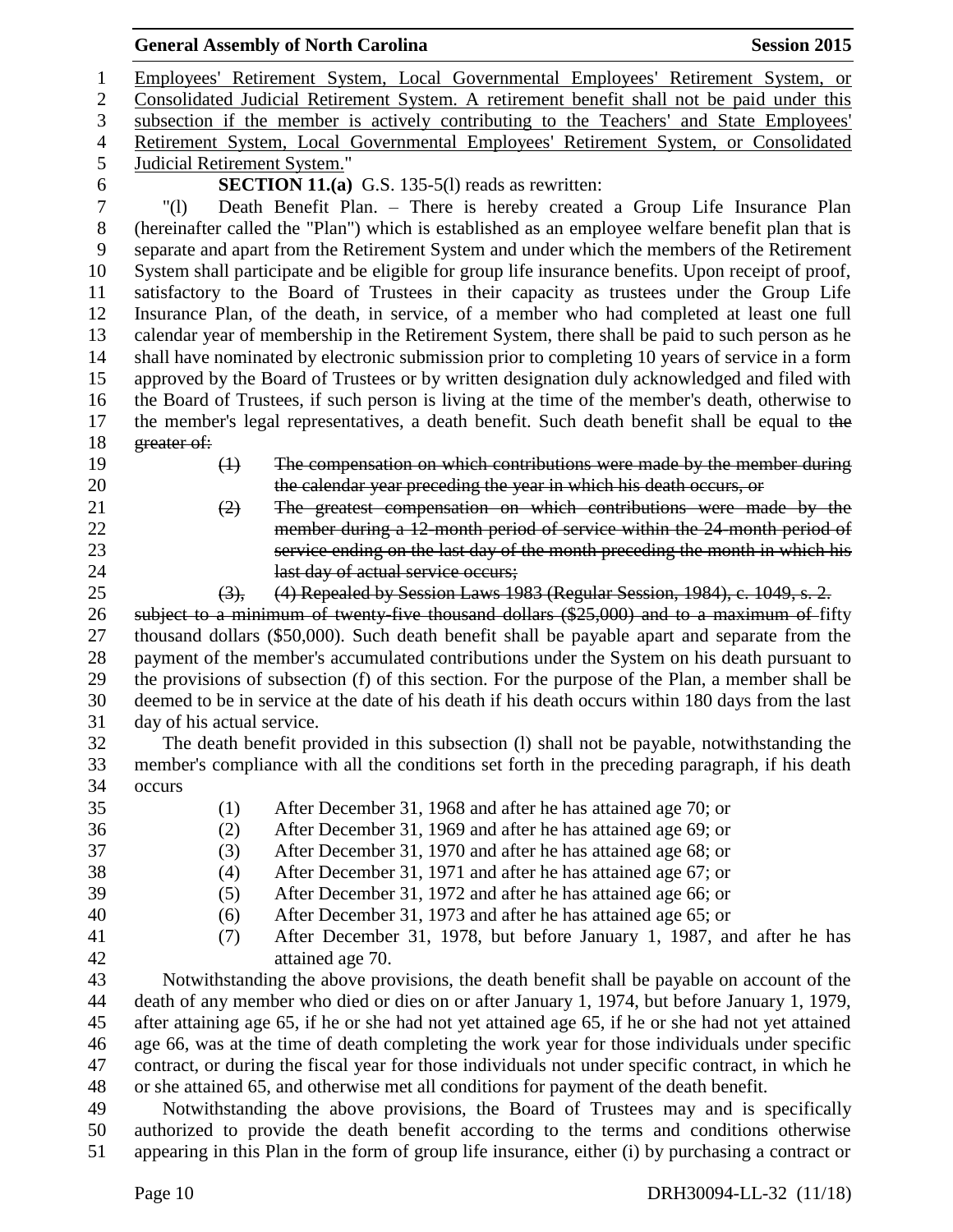Employees' Retirement System, Local Governmental Employees' Retirement System, or Consolidated Judicial Retirement System. A retirement benefit shall not be paid under this subsection if the member is actively contributing to the Teachers' and State Employees' Retirement System, Local Governmental Employees' Retirement System, or Consolidated Judicial Retirement System."

**SECTION 11.(a)** G.S. 135-5(l) reads as rewritten:

"(l) Death Benefit Plan. – There is hereby created a Group Life Insurance Plan (hereinafter called the "Plan") which is established as an employee welfare benefit plan that is separate and apart from the Retirement System and under which the members of the Retirement System shall participate and be eligible for group life insurance benefits. Upon receipt of proof, satisfactory to the Board of Trustees in their capacity as trustees under the Group Life Insurance Plan, of the death, in service, of a member who had completed at least one full calendar year of membership in the Retirement System, there shall be paid to such person as he shall have nominated by electronic submission prior to completing 10 years of service in a form approved by the Board of Trustees or by written designation duly acknowledged and filed with the Board of Trustees, if such person is living at the time of the member's death, otherwise to the member's legal representatives, a death benefit. Such death benefit shall be equal to ~~the greater of:~~

~~(1) The compensation on which contributions were made by the member during the calendar year preceding the year in which his death occurs, or~~

~~(2) The greatest compensation on which contributions were made by the member during a 12-month period of service within the 24-month period of service ending on the last day of the month preceding the month in which his last day of actual service occurs;~~

~~(3), (4) Repealed by Session Laws 1983 (Regular Session, 1984), c. 1049, s. 2.~~

~~subject to a minimum of twenty-five thousand dollars ($25,000) and to a maximum of~~ fifty thousand dollars ($50,000). Such death benefit shall be payable apart and separate from the payment of the member's accumulated contributions under the System on his death pursuant to the provisions of subsection (f) of this section. For the purpose of the Plan, a member shall be deemed to be in service at the date of his death if his death occurs within 180 days from the last day of his actual service.

The death benefit provided in this subsection (l) shall not be payable, notwithstanding the member's compliance with all the conditions set forth in the preceding paragraph, if his death occurs

(1) After December 31, 1968 and after he has attained age 70; or
(2) After December 31, 1969 and after he has attained age 69; or
(3) After December 31, 1970 and after he has attained age 68; or
(4) After December 31, 1971 and after he has attained age 67; or
(5) After December 31, 1972 and after he has attained age 66; or
(6) After December 31, 1973 and after he has attained age 65; or
(7) After December 31, 1978, but before January 1, 1987, and after he has attained age 70.

Notwithstanding the above provisions, the death benefit shall be payable on account of the death of any member who died or dies on or after January 1, 1974, but before January 1, 1979, after attaining age 65, if he or she had not yet attained age 65, if he or she had not yet attained age 66, was at the time of death completing the work year for those individuals under specific contract, or during the fiscal year for those individuals not under specific contract, in which he or she attained 65, and otherwise met all conditions for payment of the death benefit.

Notwithstanding the above provisions, the Board of Trustees may and is specifically authorized to provide the death benefit according to the terms and conditions otherwise appearing in this Plan in the form of group life insurance, either (i) by purchasing a contract or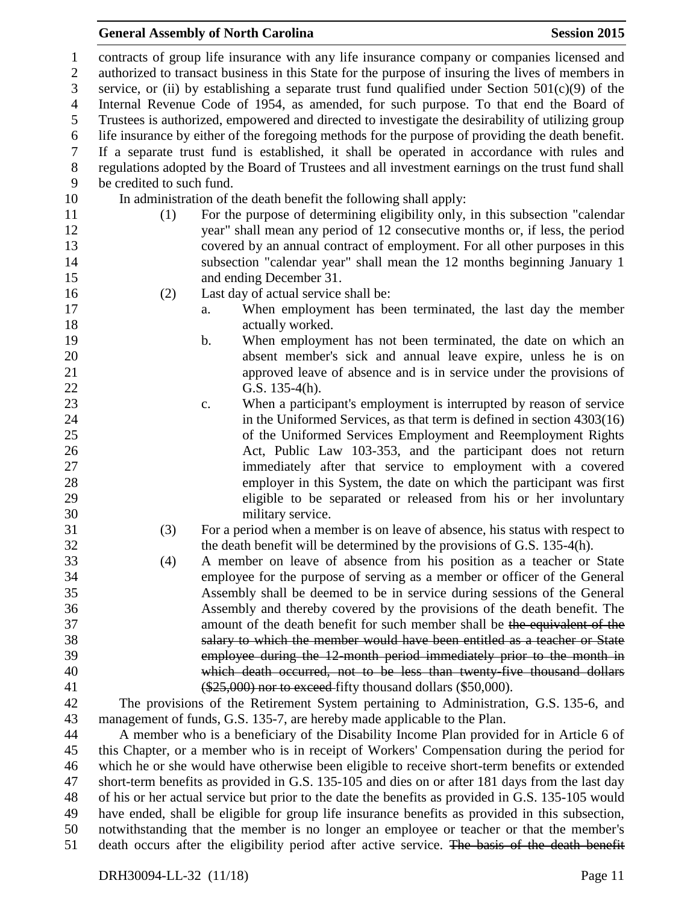contracts of group life insurance with any life insurance company or companies licensed and authorized to transact business in this State for the purpose of insuring the lives of members in service, or (ii) by establishing a separate trust fund qualified under Section 501(c)(9) of the Internal Revenue Code of 1954, as amended, for such purpose. To that end the Board of Trustees is authorized, empowered and directed to investigate the desirability of utilizing group life insurance by either of the foregoing methods for the purpose of providing the death benefit. If a separate trust fund is established, it shall be operated in accordance with rules and regulations adopted by the Board of Trustees and all investment earnings on the trust fund shall be credited to such fund.

In administration of the death benefit the following shall apply:

(1) For the purpose of determining eligibility only, in this subsection "calendar year" shall mean any period of 12 consecutive months or, if less, the period covered by an annual contract of employment. For all other purposes in this subsection "calendar year" shall mean the 12 months beginning January 1 and ending December 31.

(2) Last day of actual service shall be:

a. When employment has been terminated, the last day the member actually worked.

b. When employment has not been terminated, the date on which an absent member's sick and annual leave expire, unless he is on approved leave of absence and is in service under the provisions of G.S. 135-4(h).

c. When a participant's employment is interrupted by reason of service in the Uniformed Services, as that term is defined in section 4303(16) of the Uniformed Services Employment and Reemployment Rights Act, Public Law 103-353, and the participant does not return immediately after that service to employment with a covered employer in this System, the date on which the participant was first eligible to be separated or released from his or her involuntary military service.

(3) For a period when a member is on leave of absence, his status with respect to the death benefit will be determined by the provisions of G.S. 135-4(h).

(4) A member on leave of absence from his position as a teacher or State employee for the purpose of serving as a member or officer of the General Assembly shall be deemed to be in service during sessions of the General Assembly and thereby covered by the provisions of the death benefit. The amount of the death benefit for such member shall be ~~the equivalent of the salary to which the member would have been entitled as a teacher or State employee during the 12-month period immediately prior to the month in which death occurred, not to be less than twenty-five thousand dollars ($25,000) nor to exceed~~ fifty thousand dollars ($50,000).

The provisions of the Retirement System pertaining to Administration, G.S. 135-6, and management of funds, G.S. 135-7, are hereby made applicable to the Plan.

A member who is a beneficiary of the Disability Income Plan provided for in Article 6 of this Chapter, or a member who is in receipt of Workers' Compensation during the period for which he or she would have otherwise been eligible to receive short-term benefits or extended short-term benefits as provided in G.S. 135-105 and dies on or after 181 days from the last day of his or her actual service but prior to the date the benefits as provided in G.S. 135-105 would have ended, shall be eligible for group life insurance benefits as provided in this subsection, notwithstanding that the member is no longer an employee or teacher or that the member's death occurs after the eligibility period after active service. ~~The basis of the death benefit~~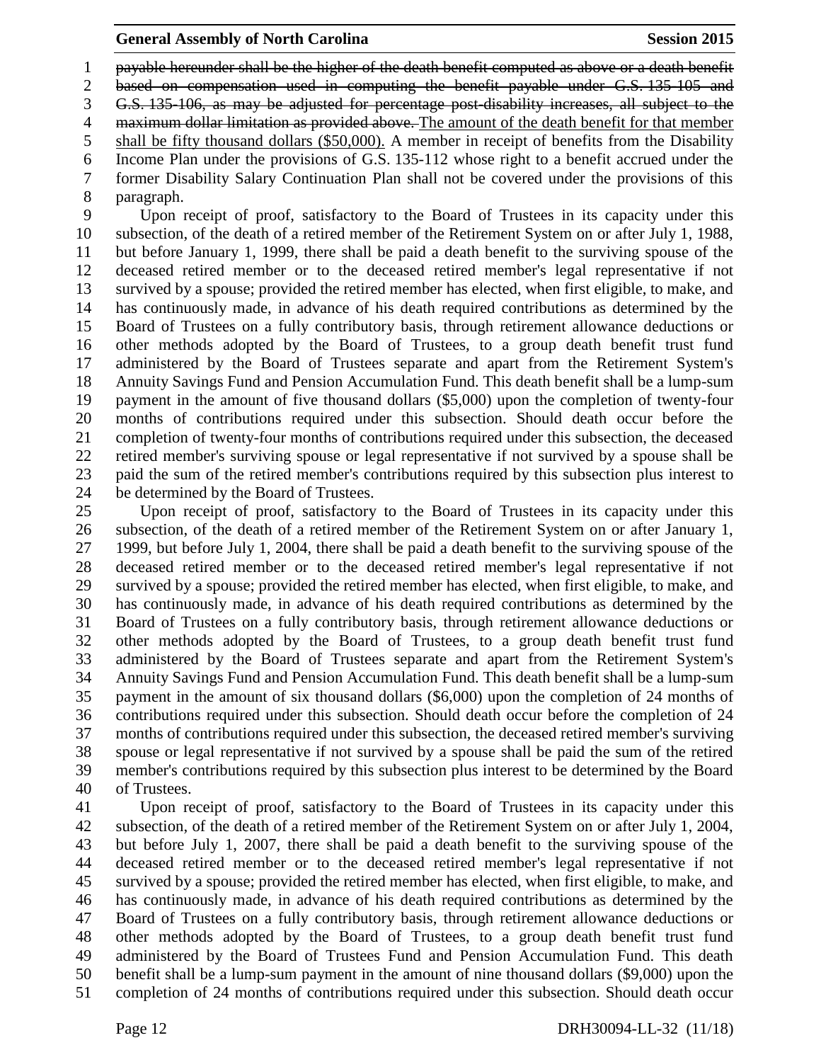~~payable hereunder shall be the higher of the death benefit computed as above or a death benefit based on compensation used in computing the benefit payable under G.S. 135-105 and G.S. 135-106, as may be adjusted for percentage post-disability increases, all subject to the maximum dollar limitation as provided above.~~ <u>The amount of the death benefit for that member shall be fifty thousand dollars ($50,000).</u> A member in receipt of benefits from the Disability Income Plan under the provisions of G.S. 135-112 whose right to a benefit accrued under the former Disability Salary Continuation Plan shall not be covered under the provisions of this paragraph.

Upon receipt of proof, satisfactory to the Board of Trustees in its capacity under this subsection, of the death of a retired member of the Retirement System on or after July 1, 1988, but before January 1, 1999, there shall be paid a death benefit to the surviving spouse of the deceased retired member or to the deceased retired member's legal representative if not survived by a spouse; provided the retired member has elected, when first eligible, to make, and has continuously made, in advance of his death required contributions as determined by the Board of Trustees on a fully contributory basis, through retirement allowance deductions or other methods adopted by the Board of Trustees, to a group death benefit trust fund administered by the Board of Trustees separate and apart from the Retirement System's Annuity Savings Fund and Pension Accumulation Fund. This death benefit shall be a lump-sum payment in the amount of five thousand dollars ($5,000) upon the completion of twenty-four months of contributions required under this subsection. Should death occur before the completion of twenty-four months of contributions required under this subsection, the deceased retired member's surviving spouse or legal representative if not survived by a spouse shall be paid the sum of the retired member's contributions required by this subsection plus interest to be determined by the Board of Trustees.

Upon receipt of proof, satisfactory to the Board of Trustees in its capacity under this subsection, of the death of a retired member of the Retirement System on or after January 1, 1999, but before July 1, 2004, there shall be paid a death benefit to the surviving spouse of the deceased retired member or to the deceased retired member's legal representative if not survived by a spouse; provided the retired member has elected, when first eligible, to make, and has continuously made, in advance of his death required contributions as determined by the Board of Trustees on a fully contributory basis, through retirement allowance deductions or other methods adopted by the Board of Trustees, to a group death benefit trust fund administered by the Board of Trustees separate and apart from the Retirement System's Annuity Savings Fund and Pension Accumulation Fund. This death benefit shall be a lump-sum payment in the amount of six thousand dollars ($6,000) upon the completion of 24 months of contributions required under this subsection. Should death occur before the completion of 24 months of contributions required under this subsection, the deceased retired member's surviving spouse or legal representative if not survived by a spouse shall be paid the sum of the retired member's contributions required by this subsection plus interest to be determined by the Board of Trustees.

Upon receipt of proof, satisfactory to the Board of Trustees in its capacity under this subsection, of the death of a retired member of the Retirement System on or after July 1, 2004, but before July 1, 2007, there shall be paid a death benefit to the surviving spouse of the deceased retired member or to the deceased retired member's legal representative if not survived by a spouse; provided the retired member has elected, when first eligible, to make, and has continuously made, in advance of his death required contributions as determined by the Board of Trustees on a fully contributory basis, through retirement allowance deductions or other methods adopted by the Board of Trustees, to a group death benefit trust fund administered by the Board of Trustees Fund and Pension Accumulation Fund. This death benefit shall be a lump-sum payment in the amount of nine thousand dollars ($9,000) upon the completion of 24 months of contributions required under this subsection. Should death occur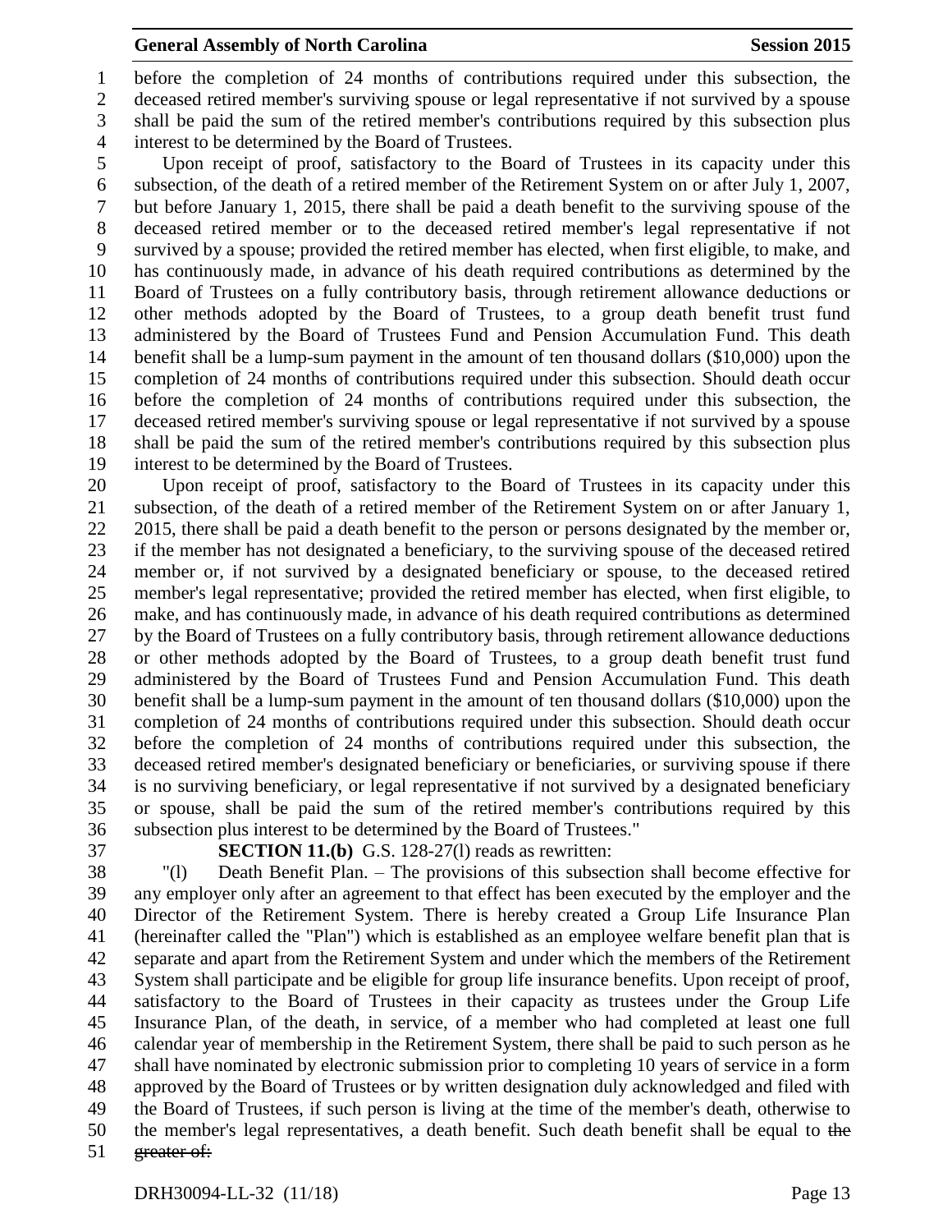before the completion of 24 months of contributions required under this subsection, the deceased retired member's surviving spouse or legal representative if not survived by a spouse shall be paid the sum of the retired member's contributions required by this subsection plus interest to be determined by the Board of Trustees.

Upon receipt of proof, satisfactory to the Board of Trustees in its capacity under this subsection, of the death of a retired member of the Retirement System on or after July 1, 2007, but before January 1, 2015, there shall be paid a death benefit to the surviving spouse of the deceased retired member or to the deceased retired member's legal representative if not survived by a spouse; provided the retired member has elected, when first eligible, to make, and has continuously made, in advance of his death required contributions as determined by the Board of Trustees on a fully contributory basis, through retirement allowance deductions or other methods adopted by the Board of Trustees, to a group death benefit trust fund administered by the Board of Trustees Fund and Pension Accumulation Fund. This death benefit shall be a lump-sum payment in the amount of ten thousand dollars ($10,000) upon the completion of 24 months of contributions required under this subsection. Should death occur before the completion of 24 months of contributions required under this subsection, the deceased retired member's surviving spouse or legal representative if not survived by a spouse shall be paid the sum of the retired member's contributions required by this subsection plus interest to be determined by the Board of Trustees.

Upon receipt of proof, satisfactory to the Board of Trustees in its capacity under this subsection, of the death of a retired member of the Retirement System on or after January 1, 2015, there shall be paid a death benefit to the person or persons designated by the member or, if the member has not designated a beneficiary, to the surviving spouse of the deceased retired member or, if not survived by a designated beneficiary or spouse, to the deceased retired member's legal representative; provided the retired member has elected, when first eligible, to make, and has continuously made, in advance of his death required contributions as determined by the Board of Trustees on a fully contributory basis, through retirement allowance deductions or other methods adopted by the Board of Trustees, to a group death benefit trust fund administered by the Board of Trustees Fund and Pension Accumulation Fund. This death benefit shall be a lump-sum payment in the amount of ten thousand dollars ($10,000) upon the completion of 24 months of contributions required under this subsection. Should death occur before the completion of 24 months of contributions required under this subsection, the deceased retired member's designated beneficiary or beneficiaries, or surviving spouse if there is no surviving beneficiary, or legal representative if not survived by a designated beneficiary or spouse, shall be paid the sum of the retired member's contributions required by this subsection plus interest to be determined by the Board of Trustees."

**SECTION 11.(b)** G.S. 128-27(l) reads as rewritten:

"(l) Death Benefit Plan. – The provisions of this subsection shall become effective for any employer only after an agreement to that effect has been executed by the employer and the Director of the Retirement System. There is hereby created a Group Life Insurance Plan (hereinafter called the "Plan") which is established as an employee welfare benefit plan that is separate and apart from the Retirement System and under which the members of the Retirement System shall participate and be eligible for group life insurance benefits. Upon receipt of proof, satisfactory to the Board of Trustees in their capacity as trustees under the Group Life Insurance Plan, of the death, in service, of a member who had completed at least one full calendar year of membership in the Retirement System, there shall be paid to such person as he shall have nominated by electronic submission prior to completing 10 years of service in a form approved by the Board of Trustees or by written designation duly acknowledged and filed with the Board of Trustees, if such person is living at the time of the member's death, otherwise to the member's legal representatives, a death benefit. Such death benefit shall be equal to ~~the greater of:~~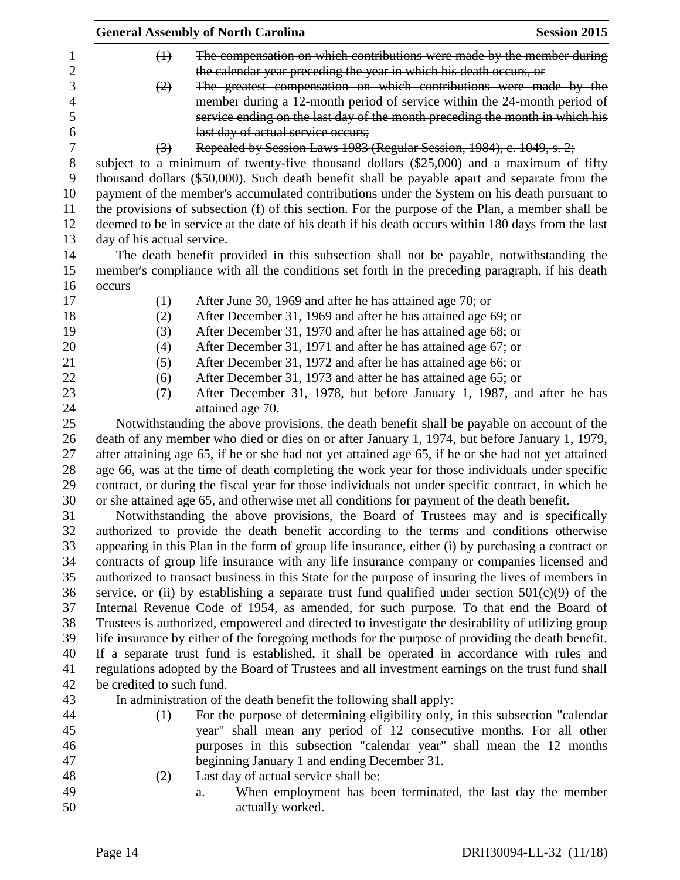~~(1) The compensation on which contributions were made by the member during the calendar year preceding the year in which his death occurs, or~~

~~(2) The greatest compensation on which contributions were made by the member during a 12-month period of service within the 24-month period of service ending on the last day of the month preceding the month in which his last day of actual service occurs;~~

~~(3) Repealed by Session Laws 1983 (Regular Session, 1984), c. 1049, s. 2;~~

~~subject to a minimum of twenty-five thousand dollars ($25,000) and a maximum of~~ fifty thousand dollars ($50,000). Such death benefit shall be payable apart and separate from the payment of the member's accumulated contributions under the System on his death pursuant to the provisions of subsection (f) of this section. For the purpose of the Plan, a member shall be deemed to be in service at the date of his death if his death occurs within 180 days from the last day of his actual service.

The death benefit provided in this subsection shall not be payable, notwithstanding the member's compliance with all the conditions set forth in the preceding paragraph, if his death occurs

(1) After June 30, 1969 and after he has attained age 70; or
(2) After December 31, 1969 and after he has attained age 69; or
(3) After December 31, 1970 and after he has attained age 68; or
(4) After December 31, 1971 and after he has attained age 67; or
(5) After December 31, 1972 and after he has attained age 66; or
(6) After December 31, 1973 and after he has attained age 65; or
(7) After December 31, 1978, but before January 1, 1987, and after he has attained age 70.

Notwithstanding the above provisions, the death benefit shall be payable on account of the death of any member who died or dies on or after January 1, 1974, but before January 1, 1979, after attaining age 65, if he or she had not yet attained age 65, if he or she had not yet attained age 66, was at the time of death completing the work year for those individuals under specific contract, or during the fiscal year for those individuals not under specific contract, in which he or she attained age 65, and otherwise met all conditions for payment of the death benefit.

Notwithstanding the above provisions, the Board of Trustees may and is specifically authorized to provide the death benefit according to the terms and conditions otherwise appearing in this Plan in the form of group life insurance, either (i) by purchasing a contract or contracts of group life insurance with any life insurance company or companies licensed and authorized to transact business in this State for the purpose of insuring the lives of members in service, or (ii) by establishing a separate trust fund qualified under section 501(c)(9) of the Internal Revenue Code of 1954, as amended, for such purpose. To that end the Board of Trustees is authorized, empowered and directed to investigate the desirability of utilizing group life insurance by either of the foregoing methods for the purpose of providing the death benefit. If a separate trust fund is established, it shall be operated in accordance with rules and regulations adopted by the Board of Trustees and all investment earnings on the trust fund shall be credited to such fund.

In administration of the death benefit the following shall apply:

(1) For the purpose of determining eligibility only, in this subsection "calendar year" shall mean any period of 12 consecutive months. For all other purposes in this subsection "calendar year" shall mean the 12 months beginning January 1 and ending December 31.

(2) Last day of actual service shall be:

a. When employment has been terminated, the last day the member actually worked.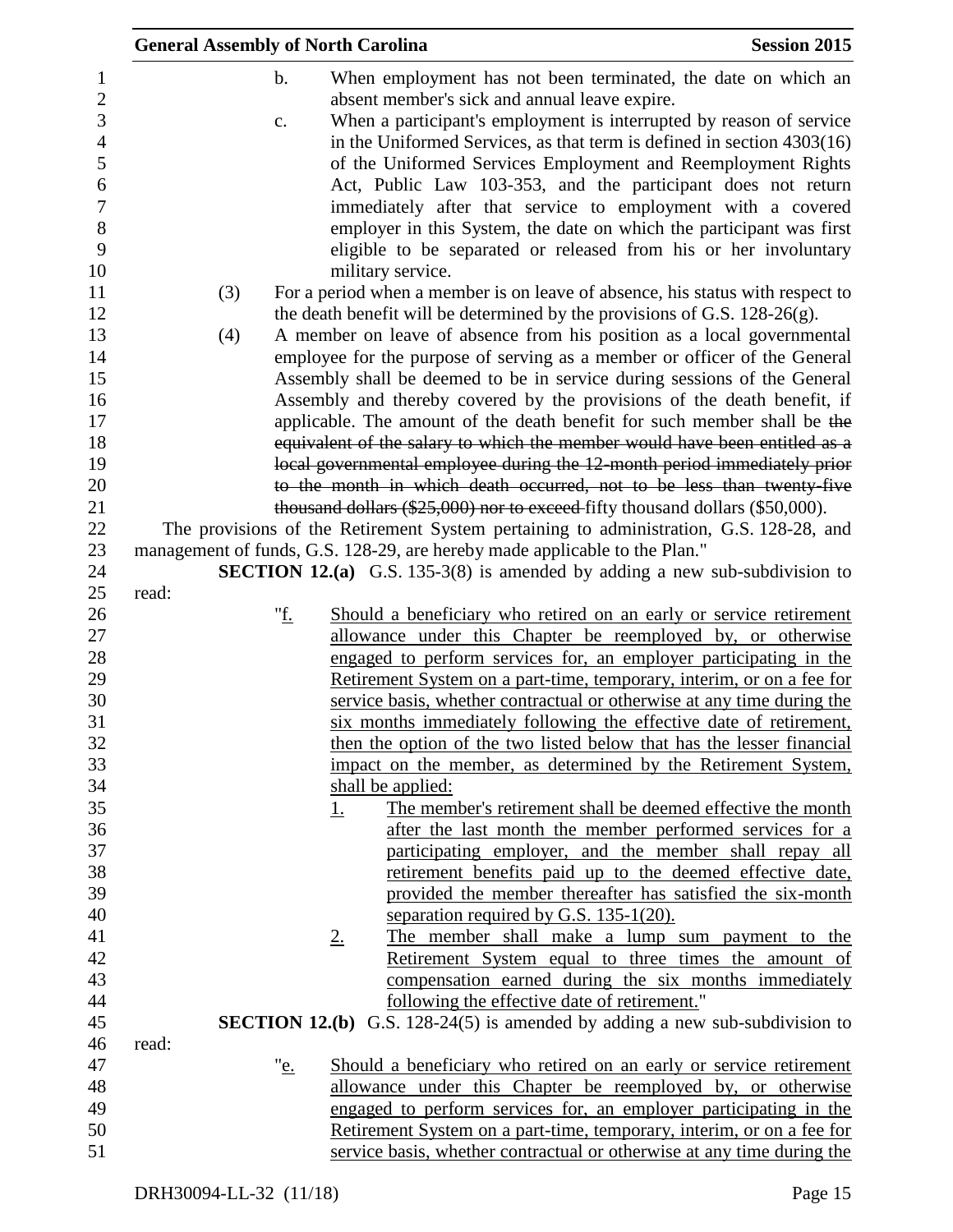b. When employment has not been terminated, the date on which an absent member's sick and annual leave expire.

c. When a participant's employment is interrupted by reason of service in the Uniformed Services, as that term is defined in section 4303(16) of the Uniformed Services Employment and Reemployment Rights Act, Public Law 103-353, and the participant does not return immediately after that service to employment with a covered employer in this System, the date on which the participant was first eligible to be separated or released from his or her involuntary military service.

(3) For a period when a member is on leave of absence, his status with respect to the death benefit will be determined by the provisions of G.S. 128-26(g).

(4) A member on leave of absence from his position as a local governmental employee for the purpose of serving as a member or officer of the General Assembly shall be deemed to be in service during sessions of the General Assembly and thereby covered by the provisions of the death benefit, if applicable. The amount of the death benefit for such member shall be ~~the equivalent of the salary to which the member would have been entitled as a local governmental employee during the 12-month period immediately prior to the month in which death occurred, not to be less than twenty-five thousand dollars ($25,000) nor to exceed~~ fifty thousand dollars ($50,000).

The provisions of the Retirement System pertaining to administration, G.S. 128-28, and management of funds, G.S. 128-29, are hereby made applicable to the Plan."

**SECTION 12.(a)** G.S. 135-3(8) is amended by adding a new sub-subdivision to read:

"<u>f.</u> <u>Should a beneficiary who retired on an early or service retirement allowance under this Chapter be reemployed by, or otherwise engaged to perform services for, an employer participating in the Retirement System on a part-time, temporary, interim, or on a fee for service basis, whether contractual or otherwise at any time during the six months immediately following the effective date of retirement, then the option of the two listed below that has the lesser financial impact on the member, as determined by the Retirement System, shall be applied:</u>

<u>1.</u> <u>The member's retirement shall be deemed effective the month after the last month the member performed services for a participating employer, and the member shall repay all retirement benefits paid up to the deemed effective date, provided the member thereafter has satisfied the six-month separation required by G.S. 135-1(20).</u>

<u>2.</u> <u>The member shall make a lump sum payment to the Retirement System equal to three times the amount of compensation earned during the six months immediately following the effective date of retirement.</u>"

**SECTION 12.(b)** G.S. 128-24(5) is amended by adding a new sub-subdivision to read:

"<u>e.</u> <u>Should a beneficiary who retired on an early or service retirement allowance under this Chapter be reemployed by, or otherwise engaged to perform services for, an employer participating in the Retirement System on a part-time, temporary, interim, or on a fee for service basis, whether contractual or otherwise at any time during the</u>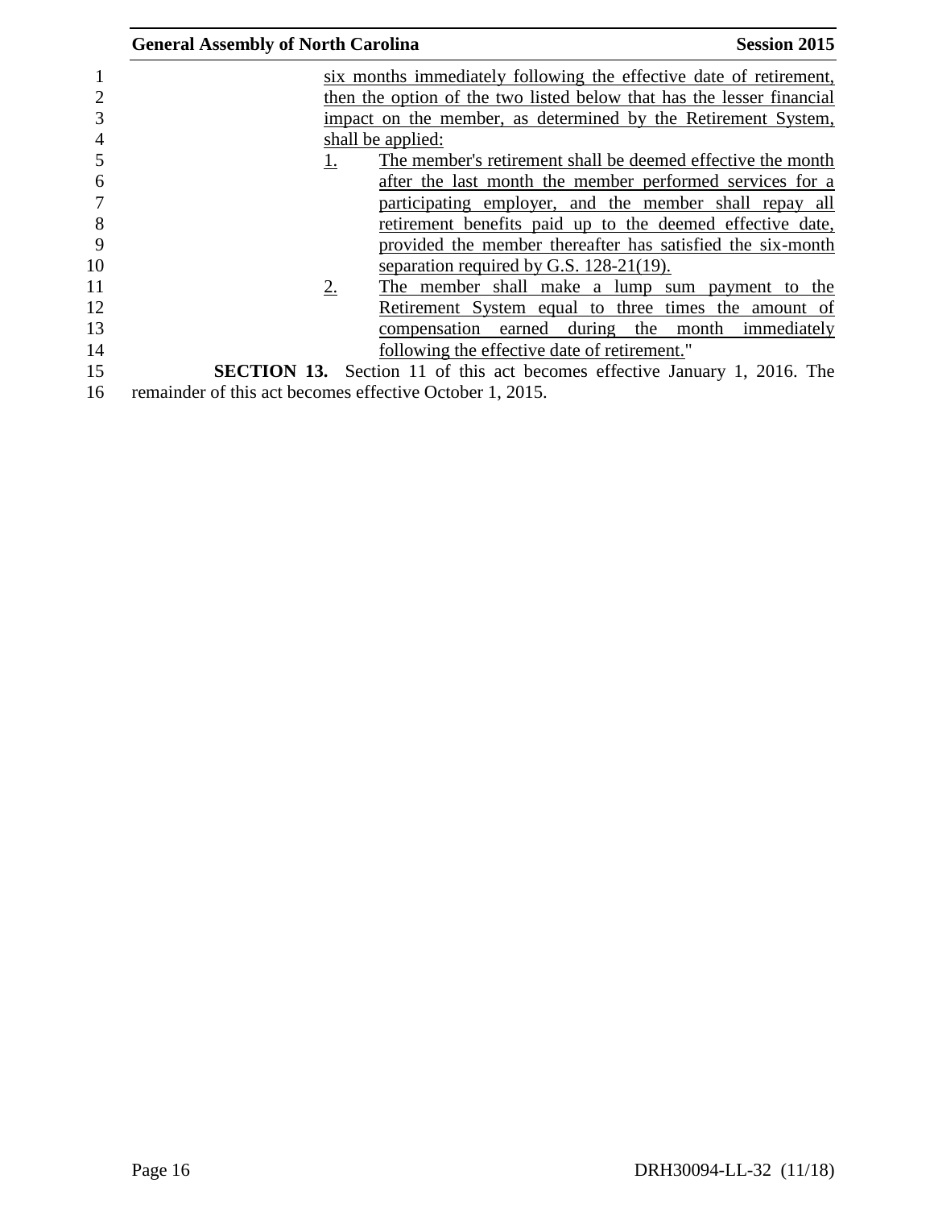six months immediately following the effective date of retirement, then the option of the two listed below that has the lesser financial impact on the member, as determined by the Retirement System, shall be applied:

1. The member's retirement shall be deemed effective the month after the last month the member performed services for a participating employer, and the member shall repay all retirement benefits paid up to the deemed effective date, provided the member thereafter has satisfied the six-month separation required by G.S. 128-21(19).
2. The member shall make a lump sum payment to the Retirement System equal to three times the amount of compensation earned during the month immediately following the effective date of retirement."

**SECTION 13.** Section 11 of this act becomes effective January 1, 2016. The remainder of this act becomes effective October 1, 2015.